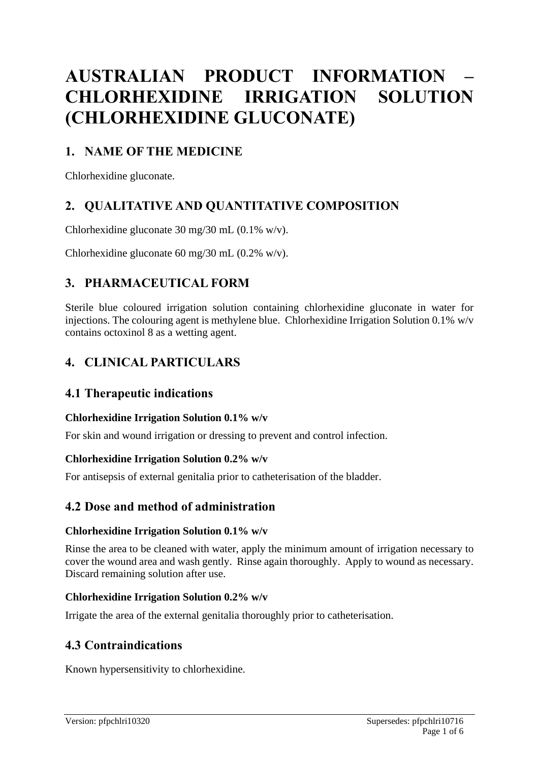# AUSTRALIAN PRODUCT INFORMATION – CHLORHEXIDINE IRRIGATION SOLUTION (CHLORHEXIDINE GLUCONATE)

## 1. NAME OF THE MEDICINE

Chlorhexidine gluconate.

## 2. QUALITATIVE AND QUANTITATIVE COMPOSITION

Chlorhexidine gluconate 30 mg/30 mL (0.1% w/v).

Chlorhexidine gluconate 60 mg/30 mL (0.2% w/v).

## 3. PHARMACEUTICAL FORM

Sterile blue coloured irrigation solution containing chlorhexidine gluconate in water for injections. The colouring agent is methylene blue. Chlorhexidine Irrigation Solution 0.1% w/v contains octoxinol 8 as a wetting agent.

## 4. CLINICAL PARTICULARS

### 4.1 Therapeutic indications

**Chlorhexidine Irrigation Solution 0.1% w/v**

For skin and wound irrigation or dressing to prevent and control infection.

**Chlorhexidine Irrigation Solution 0.2% w/v**

For antisepsis of external genitalia prior to catheterisation of the bladder.

### 4.2 Dose and method of administration

**Chlorhexidine Irrigation Solution 0.1% w/v**

Rinse the area to be cleaned with water, apply the minimum amount of irrigation necessary to cover the wound area and wash gently. Rinse again thoroughly. Apply to wound as necessary. Discard remaining solution after use.

**Chlorhexidine Irrigation Solution 0.2% w/v**

Irrigate the area of the external genitalia thoroughly prior to catheterisation.

### 4.3 Contraindications

Known hypersensitivity to chlorhexidine.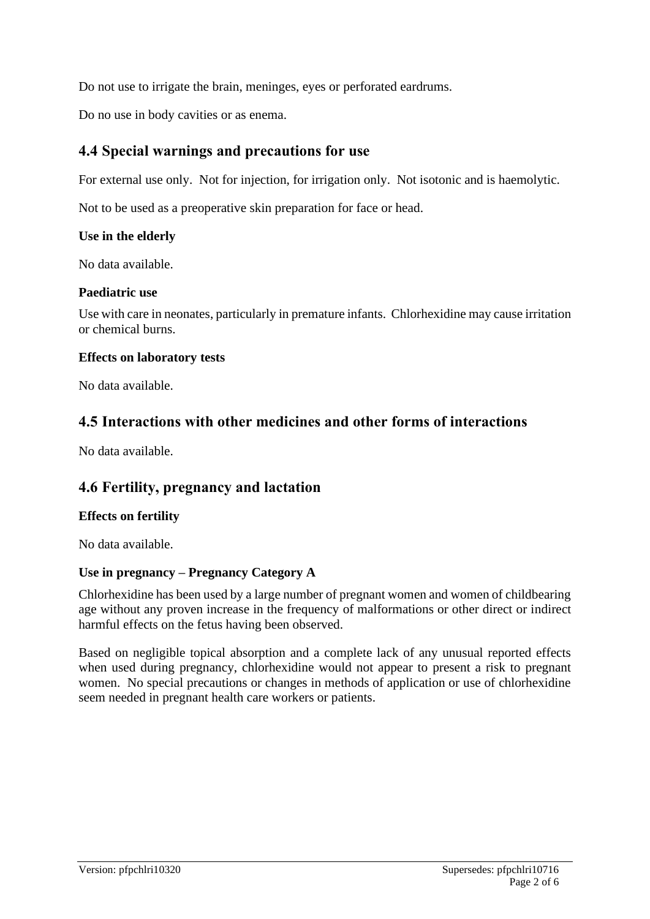Do not use to irrigate the brain, meninges, eyes or perforated eardrums.

Do no use in body cavities or as enema.

## 4.4 Special warnings and precautions for use

For external use only. Not for injection, for irrigation only. Not isotonic and is haemolytic.

Not to be used as a preoperative skin preparation for face or head.

### Use in the elderly

No data available.

### Paediatric use

Use with care in neonates, particularly in premature infants. Chlorhexidine may cause irritation or chemical burns.

### Effects on laboratory tests

No data available.

## 4.5 Interactions with other medicines and other forms of interactions

No data available.

## 4.6 Fertility, pregnancy and lactation

### Effects on fertility

No data available.

### Use in pregnancy – Pregnancy Category A

Chlorhexidine has been used by a large number of pregnant women and women of childbearing age without any proven increase in the frequency of malformations or other direct or indirect harmful effects on the fetus having been observed.

Based on negligible topical absorption and a complete lack of any unusual reported effects when used during pregnancy, chlorhexidine would not appear to present a risk to pregnant women. No special precautions or changes in methods of application or use of chlorhexidine seem needed in pregnant health care workers or patients.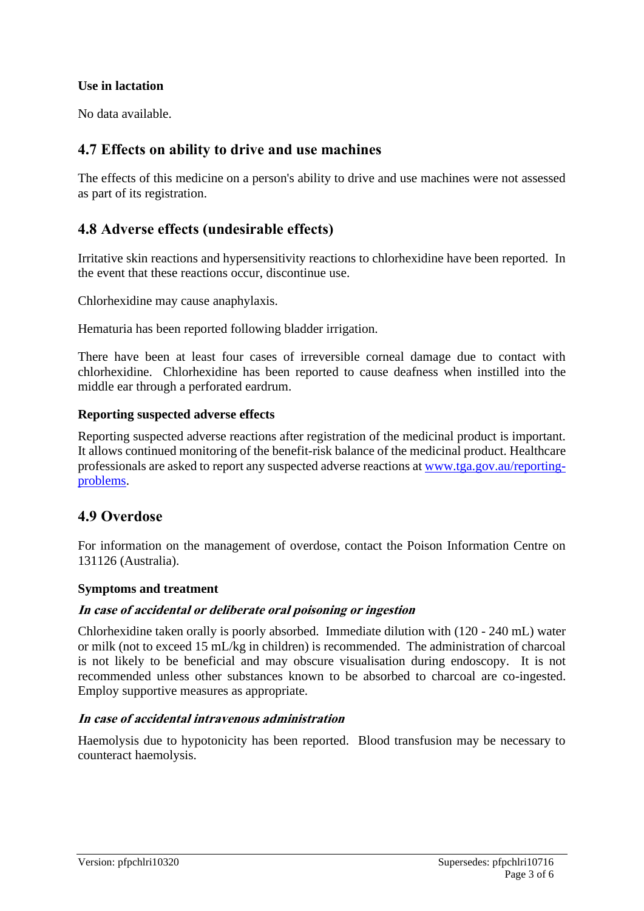### Use in lactation

No data available.

## 4.7 Effects on ability to drive and use machines

The effects of this medicine on a person's ability to drive and use machines were not assessed as part of its registration.

## 4.8 Adverse effects (undesirable effects)

Irritative skin reactions and hypersensitivity reactions to chlorhexidine have been reported. In the event that these reactions occur, discontinue use.

Chlorhexidine may cause anaphylaxis.

Hematuria has been reported following bladder irrigation.

There have been at least four cases of irreversible corneal damage due to contact with chlorhexidine. Chlorhexidine has been reported to cause deafness when instilled into the middle ear through a perforated eardrum.

### Reporting suspected adverse effects

Reporting suspected adverse reactions after registration of the medicinal product is important. It allows continued monitoring of the benefit-risk balance of the medicinal product. Healthcare professionals are asked to report any suspected adverse reactions at [www.tga.gov.au/reporting-problems](http://www.tga.gov.au/reporting-problems).

## 4.9 Overdose

For information on the management of overdose, contact the Poison Information Centre on 131126 (Australia).

### Symptoms and treatment

#### *In case of accidental or deliberate oral poisoning or ingestion*

Chlorhexidine taken orally is poorly absorbed. Immediate dilution with (120 - 240 mL) water or milk (not to exceed 15 mL/kg in children) is recommended. The administration of charcoal is not likely to be beneficial and may obscure visualisation during endoscopy. It is not recommended unless other substances known to be absorbed to charcoal are co-ingested. Employ supportive measures as appropriate.

#### *In case of accidental intravenous administration*

Haemolysis due to hypotonicity has been reported. Blood transfusion may be necessary to counteract haemolysis.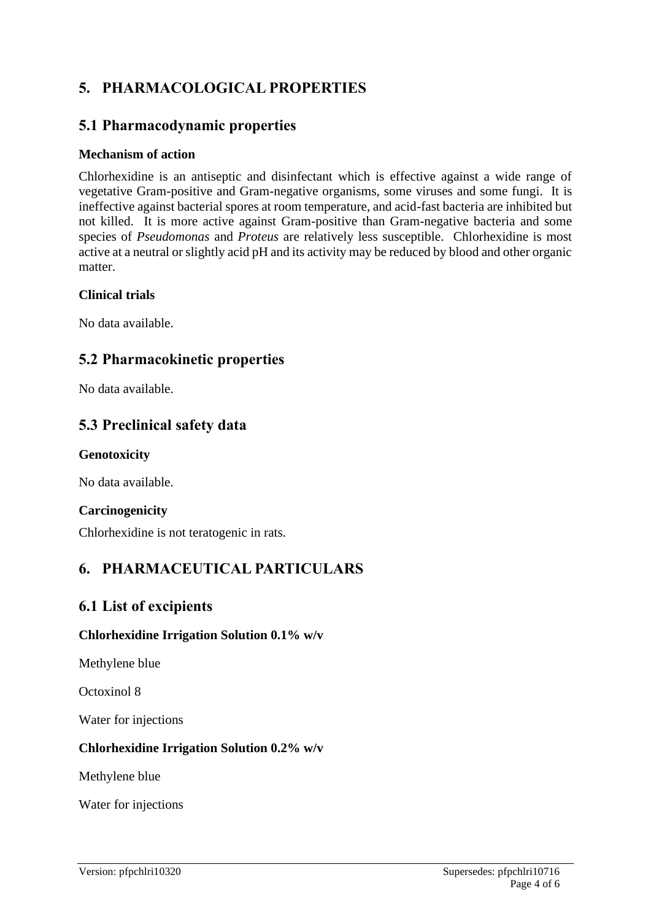# 5. PHARMACOLOGICAL PROPERTIES

## 5.1 Pharmacodynamic properties

### Mechanism of action

Chlorhexidine is an antiseptic and disinfectant which is effective against a wide range of vegetative Gram-positive and Gram-negative organisms, some viruses and some fungi. It is ineffective against bacterial spores at room temperature, and acid-fast bacteria are inhibited but not killed. It is more active against Gram-positive than Gram-negative bacteria and some species of *Pseudomonas* and *Proteus* are relatively less susceptible. Chlorhexidine is most active at a neutral or slightly acid pH and its activity may be reduced by blood and other organic matter.

### Clinical trials

No data available.

## 5.2 Pharmacokinetic properties

No data available.

## 5.3 Preclinical safety data

### Genotoxicity

No data available.

### Carcinogenicity

Chlorhexidine is not teratogenic in rats.

# 6. PHARMACEUTICAL PARTICULARS

## 6.1 List of excipients

### Chlorhexidine Irrigation Solution 0.1% w/v

Methylene blue

Octoxinol 8

Water for injections

### Chlorhexidine Irrigation Solution 0.2% w/v

Methylene blue

Water for injections

Version: pfpchlri10320 Supersedes: pfpchlri10716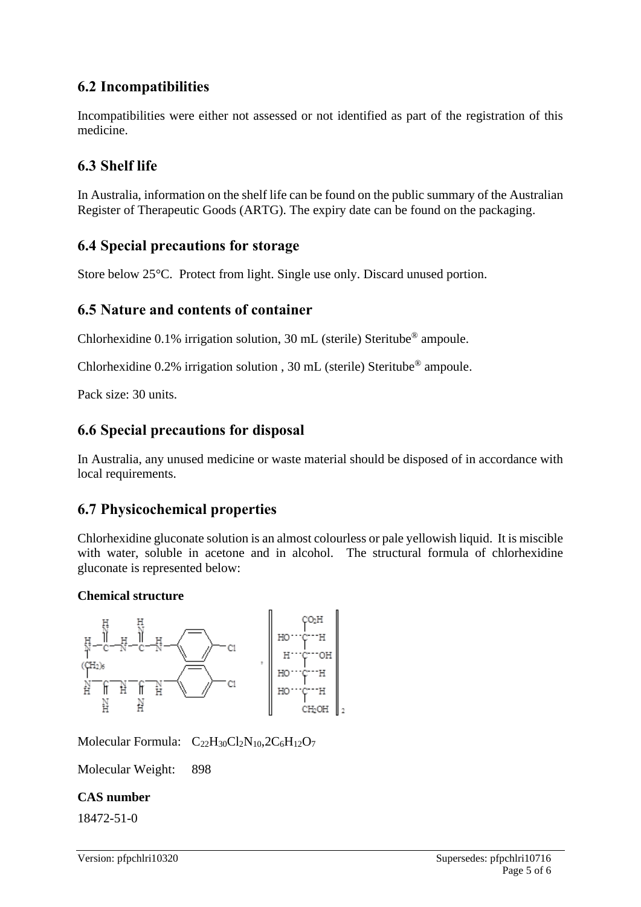## 6.2 Incompatibilities

Incompatibilities were either not assessed or not identified as part of the registration of this medicine.

## 6.3 Shelf life

In Australia, information on the shelf life can be found on the public summary of the Australian Register of Therapeutic Goods (ARTG). The expiry date can be found on the packaging.

## 6.4 Special precautions for storage

Store below 25°C. Protect from light. Single use only. Discard unused portion.

## 6.5 Nature and contents of container

Chlorhexidine 0.1% irrigation solution, 30 mL (sterile) Steritube® ampoule.

Chlorhexidine 0.2% irrigation solution , 30 mL (sterile) Steritube® ampoule.

Pack size: 30 units.

## 6.6 Special precautions for disposal

In Australia, any unused medicine or waste material should be disposed of in accordance with local requirements.

## 6.7 Physicochemical properties

Chlorhexidine gluconate solution is an almost colourless or pale yellowish liquid. It is miscible with water, soluble in acetone and in alcohol. The structural formula of chlorhexidine gluconate is represented below:

**Chemical structure**

Molecular Formula: $C_{22}H_{30}Cl_2N_{10}{,}2C_6H_{12}O_7$

Molecular Weight: 898

**CAS number**

18472-51-0

Version: pfpchlri10320 Supersedes: pfpchlri10716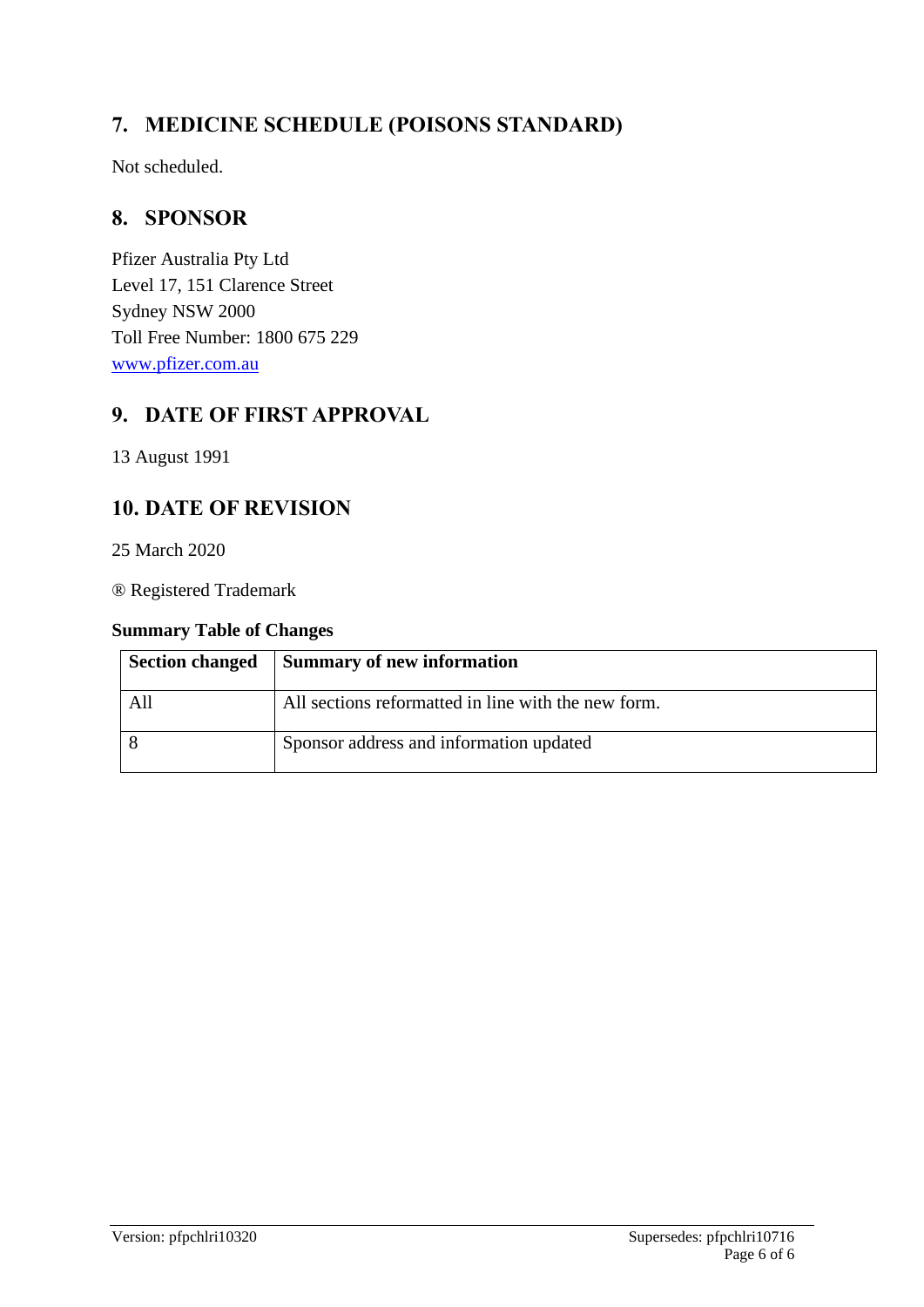## 7. MEDICINE SCHEDULE (POISONS STANDARD)

Not scheduled.

## 8. SPONSOR

Pfizer Australia Pty Ltd
Level 17, 151 Clarence Street
Sydney NSW 2000
Toll Free Number: 1800 675 229
www.pfizer.com.au

## 9. DATE OF FIRST APPROVAL

13 August 1991

## 10. DATE OF REVISION

25 March 2020

® Registered Trademark

**Summary Table of Changes**

| Section changed | Summary of new information |
|---|---|
| All | All sections reformatted in line with the new form. |
| 8 | Sponsor address and information updated |

Version: pfpchlri10320 Supersedes: pfpchlri10716